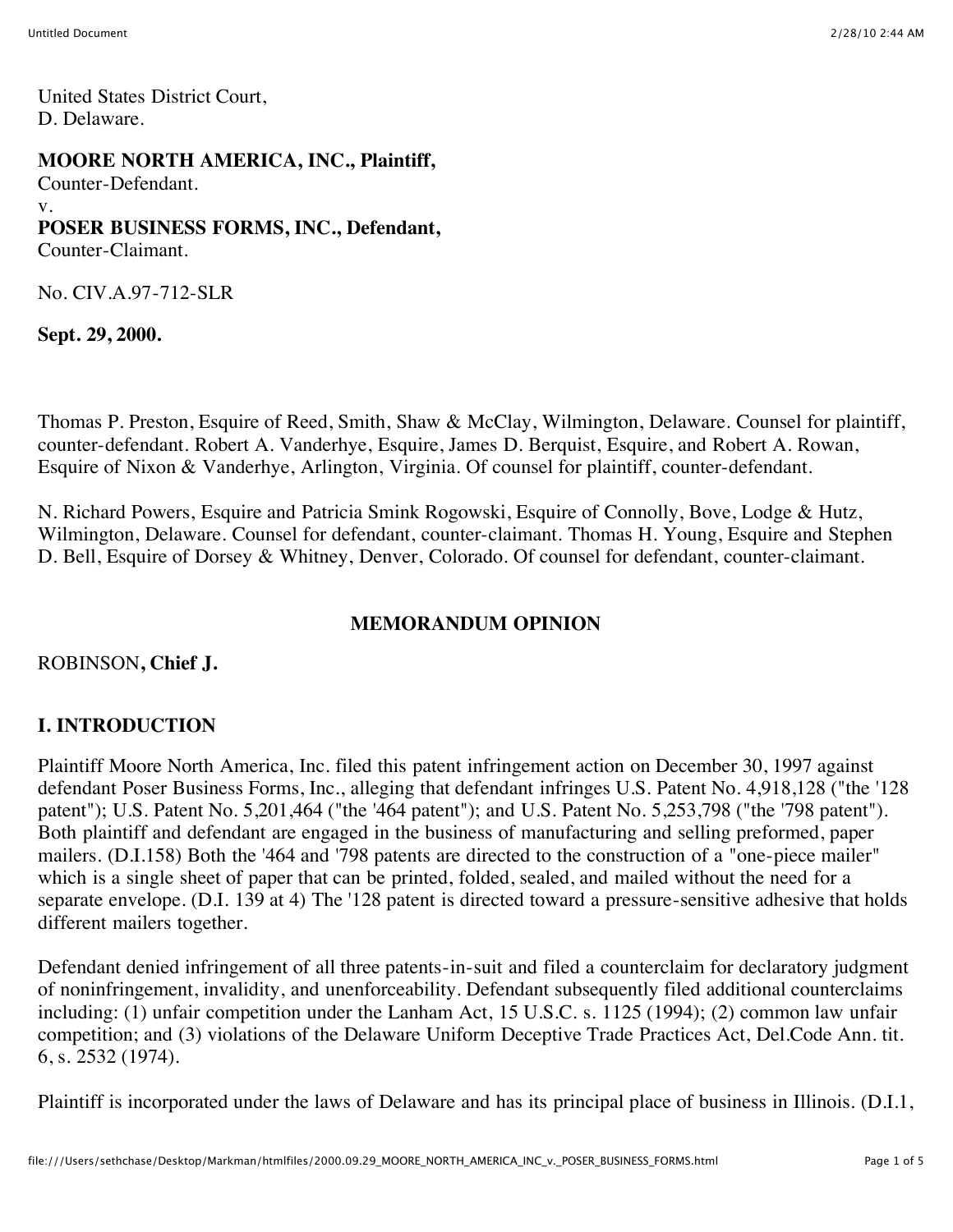United States District Court,
D. Delaware.

**MOORE NORTH AMERICA, INC., Plaintiff,**
Counter-Defendant.
v.
**POSER BUSINESS FORMS, INC., Defendant,**
Counter-Claimant.

No. CIV.A.97-712-SLR

**Sept. 29, 2000.**

Thomas P. Preston, Esquire of Reed, Smith, Shaw & McClay, Wilmington, Delaware. Counsel for plaintiff, counter-defendant. Robert A. Vanderhye, Esquire, James D. Berquist, Esquire, and Robert A. Rowan, Esquire of Nixon & Vanderhye, Arlington, Virginia. Of counsel for plaintiff, counter-defendant.

N. Richard Powers, Esquire and Patricia Smink Rogowski, Esquire of Connolly, Bove, Lodge & Hutz, Wilmington, Delaware. Counsel for defendant, counter-claimant. Thomas H. Young, Esquire and Stephen D. Bell, Esquire of Dorsey & Whitney, Denver, Colorado. Of counsel for defendant, counter-claimant.

## MEMORANDUM OPINION

ROBINSON**, Chief J.**

## I. INTRODUCTION

Plaintiff Moore North America, Inc. filed this patent infringement action on December 30, 1997 against defendant Poser Business Forms, Inc., alleging that defendant infringes U.S. Patent No. 4,918,128 ("the '128 patent"); U.S. Patent No. 5,201,464 ("the '464 patent"); and U.S. Patent No. 5,253,798 ("the '798 patent"). Both plaintiff and defendant are engaged in the business of manufacturing and selling preformed, paper mailers. (D.I.158) Both the '464 and '798 patents are directed to the construction of a "one-piece mailer" which is a single sheet of paper that can be printed, folded, sealed, and mailed without the need for a separate envelope. (D.I. 139 at 4) The '128 patent is directed toward a pressure-sensitive adhesive that holds different mailers together.

Defendant denied infringement of all three patents-in-suit and filed a counterclaim for declaratory judgment of noninfringement, invalidity, and unenforceability. Defendant subsequently filed additional counterclaims including: (1) unfair competition under the Lanham Act, 15 U.S.C. s. 1125 (1994); (2) common law unfair competition; and (3) violations of the Delaware Uniform Deceptive Trade Practices Act, Del.Code Ann. tit. 6, s. 2532 (1974).

Plaintiff is incorporated under the laws of Delaware and has its principal place of business in Illinois. (D.I.1,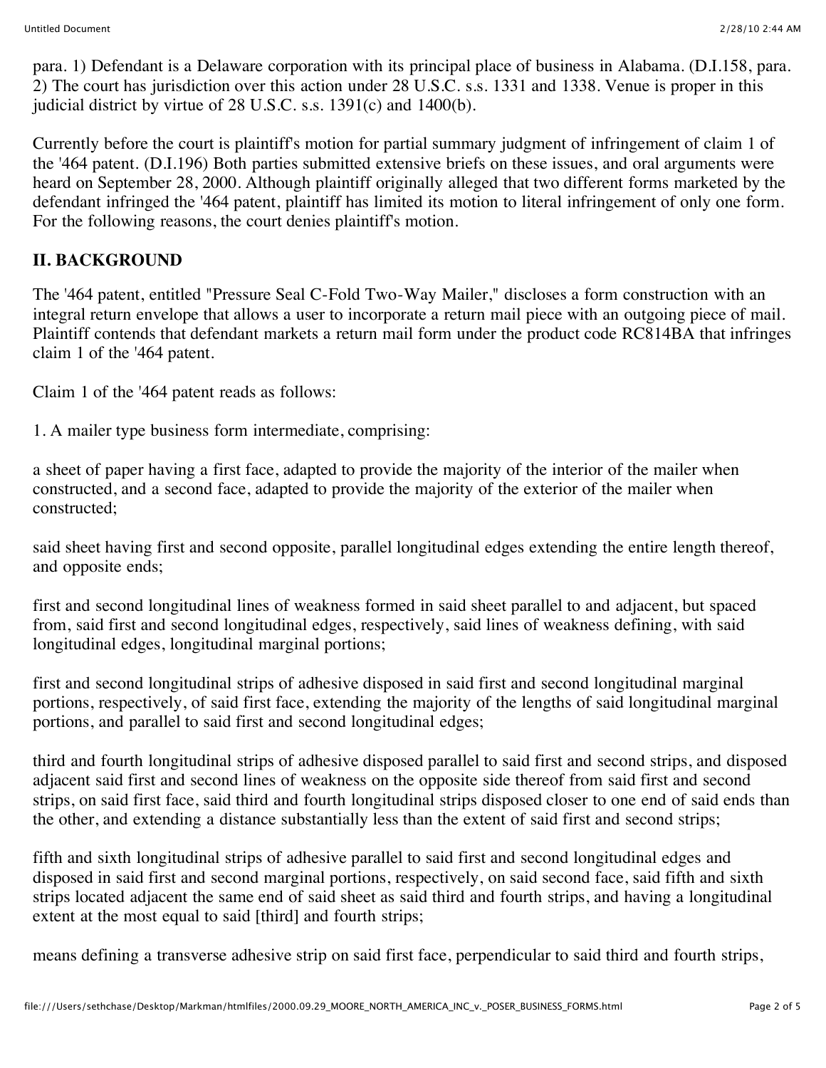para. 1) Defendant is a Delaware corporation with its principal place of business in Alabama. (D.I.158, para. 2) The court has jurisdiction over this action under 28 U.S.C. s.s. 1331 and 1338. Venue is proper in this judicial district by virtue of 28 U.S.C. s.s. 1391(c) and 1400(b).

Currently before the court is plaintiff's motion for partial summary judgment of infringement of claim 1 of the '464 patent. (D.I.196) Both parties submitted extensive briefs on these issues, and oral arguments were heard on September 28, 2000. Although plaintiff originally alleged that two different forms marketed by the defendant infringed the '464 patent, plaintiff has limited its motion to literal infringement of only one form. For the following reasons, the court denies plaintiff's motion.

## II. BACKGROUND

The '464 patent, entitled "Pressure Seal C-Fold Two-Way Mailer," discloses a form construction with an integral return envelope that allows a user to incorporate a return mail piece with an outgoing piece of mail. Plaintiff contends that defendant markets a return mail form under the product code RC814BA that infringes claim 1 of the '464 patent.

Claim 1 of the '464 patent reads as follows:

1. A mailer type business form intermediate, comprising:

a sheet of paper having a first face, adapted to provide the majority of the interior of the mailer when constructed, and a second face, adapted to provide the majority of the exterior of the mailer when constructed;

said sheet having first and second opposite, parallel longitudinal edges extending the entire length thereof, and opposite ends;

first and second longitudinal lines of weakness formed in said sheet parallel to and adjacent, but spaced from, said first and second longitudinal edges, respectively, said lines of weakness defining, with said longitudinal edges, longitudinal marginal portions;

first and second longitudinal strips of adhesive disposed in said first and second longitudinal marginal portions, respectively, of said first face, extending the majority of the lengths of said longitudinal marginal portions, and parallel to said first and second longitudinal edges;

third and fourth longitudinal strips of adhesive disposed parallel to said first and second strips, and disposed adjacent said first and second lines of weakness on the opposite side thereof from said first and second strips, on said first face, said third and fourth longitudinal strips disposed closer to one end of said ends than the other, and extending a distance substantially less than the extent of said first and second strips;

fifth and sixth longitudinal strips of adhesive parallel to said first and second longitudinal edges and disposed in said first and second marginal portions, respectively, on said second face, said fifth and sixth strips located adjacent the same end of said sheet as said third and fourth strips, and having a longitudinal extent at the most equal to said [third] and fourth strips;

means defining a transverse adhesive strip on said first face, perpendicular to said third and fourth strips,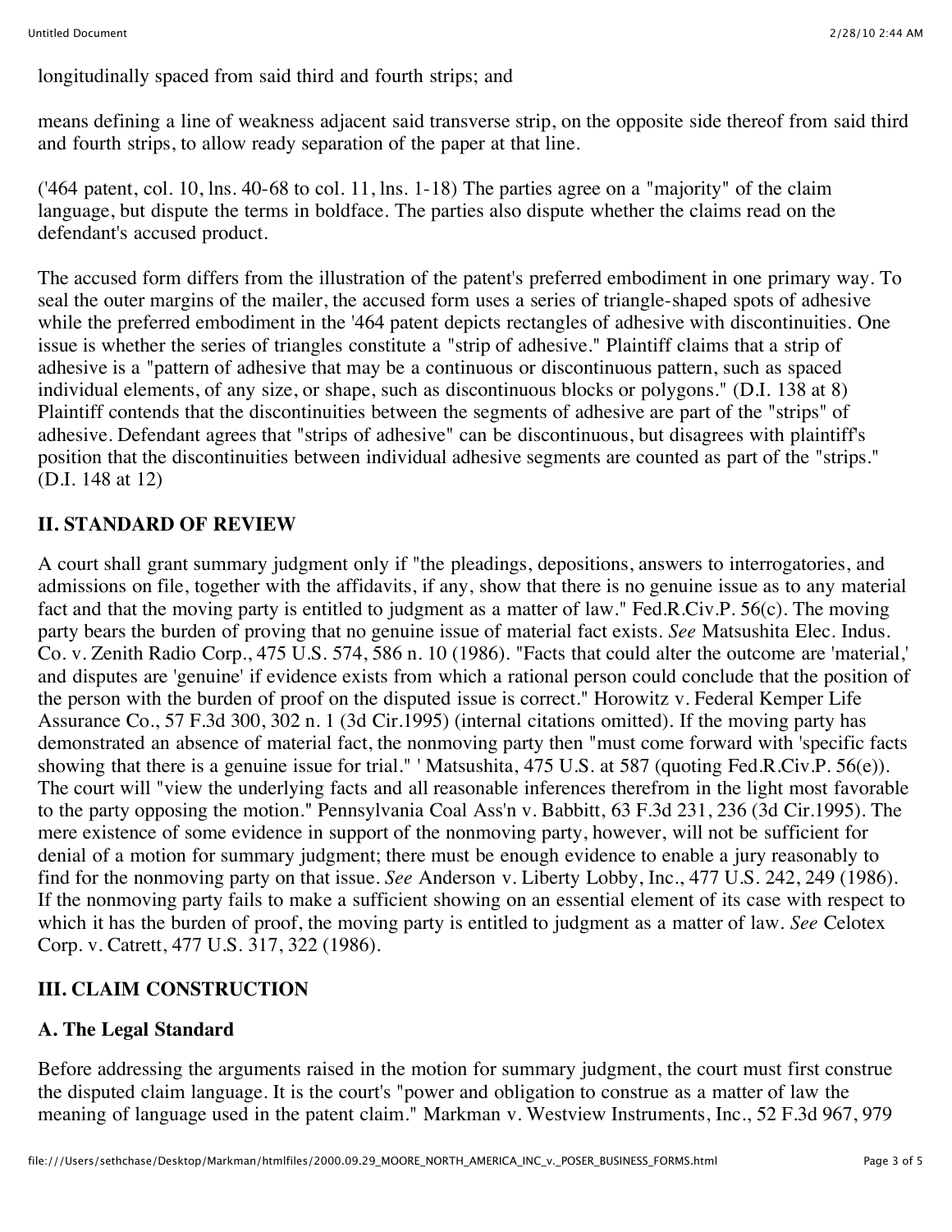longitudinally spaced from said third and fourth strips; and

means defining a line of weakness adjacent said transverse strip, on the opposite side thereof from said third and fourth strips, to allow ready separation of the paper at that line.

('464 patent, col. 10, lns. 40-68 to col. 11, lns. 1-18) The parties agree on a "majority" of the claim language, but dispute the terms in boldface. The parties also dispute whether the claims read on the defendant's accused product.

The accused form differs from the illustration of the patent's preferred embodiment in one primary way. To seal the outer margins of the mailer, the accused form uses a series of triangle-shaped spots of adhesive while the preferred embodiment in the '464 patent depicts rectangles of adhesive with discontinuities. One issue is whether the series of triangles constitute a "strip of adhesive." Plaintiff claims that a strip of adhesive is a "pattern of adhesive that may be a continuous or discontinuous pattern, such as spaced individual elements, of any size, or shape, such as discontinuous blocks or polygons." (D.I. 138 at 8) Plaintiff contends that the discontinuities between the segments of adhesive are part of the "strips" of adhesive. Defendant agrees that "strips of adhesive" can be discontinuous, but disagrees with plaintiff's position that the discontinuities between individual adhesive segments are counted as part of the "strips." (D.I. 148 at 12)

## II. STANDARD OF REVIEW

A court shall grant summary judgment only if "the pleadings, depositions, answers to interrogatories, and admissions on file, together with the affidavits, if any, show that there is no genuine issue as to any material fact and that the moving party is entitled to judgment as a matter of law." Fed.R.Civ.P. 56(c). The moving party bears the burden of proving that no genuine issue of material fact exists. *See* Matsushita Elec. Indus. Co. v. Zenith Radio Corp., 475 U.S. 574, 586 n. 10 (1986). "Facts that could alter the outcome are 'material,' and disputes are 'genuine' if evidence exists from which a rational person could conclude that the position of the person with the burden of proof on the disputed issue is correct." Horowitz v. Federal Kemper Life Assurance Co., 57 F.3d 300, 302 n. 1 (3d Cir.1995) (internal citations omitted). If the moving party has demonstrated an absence of material fact, the nonmoving party then "must come forward with 'specific facts showing that there is a genuine issue for trial." ' Matsushita, 475 U.S. at 587 (quoting Fed.R.Civ.P. 56(e)). The court will "view the underlying facts and all reasonable inferences therefrom in the light most favorable to the party opposing the motion." Pennsylvania Coal Ass'n v. Babbitt, 63 F.3d 231, 236 (3d Cir.1995). The mere existence of some evidence in support of the nonmoving party, however, will not be sufficient for denial of a motion for summary judgment; there must be enough evidence to enable a jury reasonably to find for the nonmoving party on that issue. *See* Anderson v. Liberty Lobby, Inc., 477 U.S. 242, 249 (1986). If the nonmoving party fails to make a sufficient showing on an essential element of its case with respect to which it has the burden of proof, the moving party is entitled to judgment as a matter of law. *See* Celotex Corp. v. Catrett, 477 U.S. 317, 322 (1986).

## III. CLAIM CONSTRUCTION

### A. The Legal Standard

Before addressing the arguments raised in the motion for summary judgment, the court must first construe the disputed claim language. It is the court's "power and obligation to construe as a matter of law the meaning of language used in the patent claim." Markman v. Westview Instruments, Inc., 52 F.3d 967, 979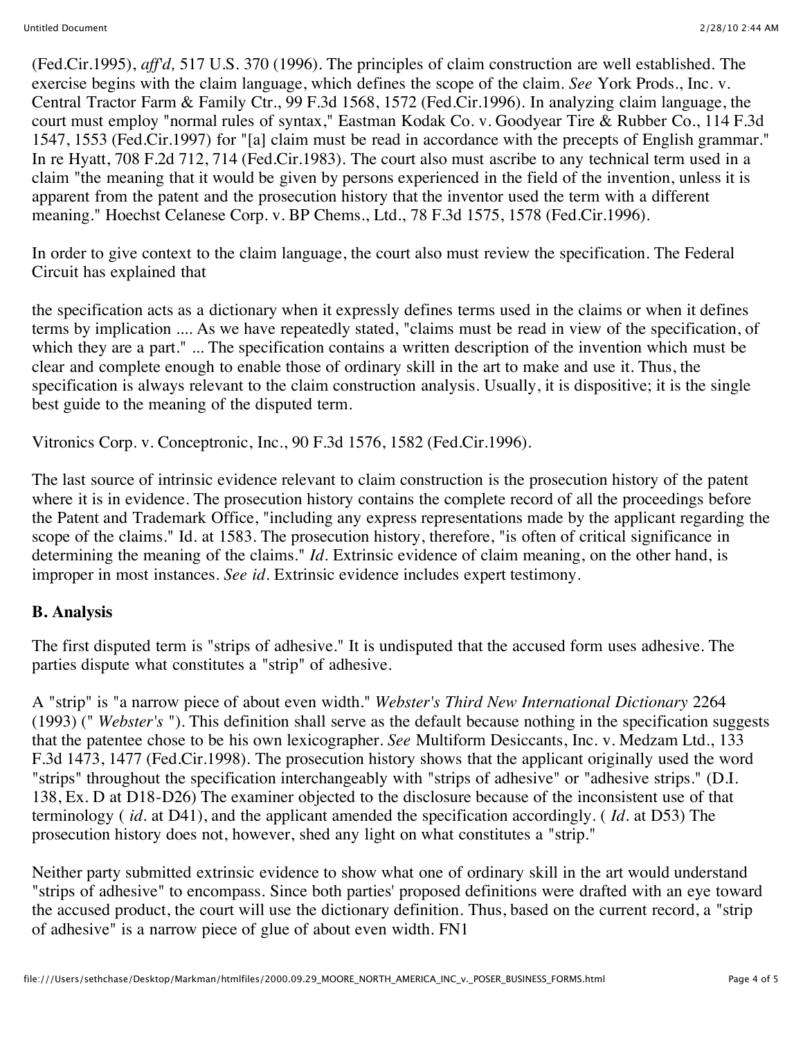(Fed.Cir.1995), *aff'd,* 517 U.S. 370 (1996). The principles of claim construction are well established. The exercise begins with the claim language, which defines the scope of the claim. *See* York Prods., Inc. v. Central Tractor Farm & Family Ctr., 99 F.3d 1568, 1572 (Fed.Cir.1996). In analyzing claim language, the court must employ "normal rules of syntax," Eastman Kodak Co. v. Goodyear Tire & Rubber Co., 114 F.3d 1547, 1553 (Fed.Cir.1997) for "[a] claim must be read in accordance with the precepts of English grammar." In re Hyatt, 708 F.2d 712, 714 (Fed.Cir.1983). The court also must ascribe to any technical term used in a claim "the meaning that it would be given by persons experienced in the field of the invention, unless it is apparent from the patent and the prosecution history that the inventor used the term with a different meaning." Hoechst Celanese Corp. v. BP Chems., Ltd., 78 F.3d 1575, 1578 (Fed.Cir.1996).

In order to give context to the claim language, the court also must review the specification. The Federal Circuit has explained that

the specification acts as a dictionary when it expressly defines terms used in the claims or when it defines terms by implication .... As we have repeatedly stated, "claims must be read in view of the specification, of which they are a part." ... The specification contains a written description of the invention which must be clear and complete enough to enable those of ordinary skill in the art to make and use it. Thus, the specification is always relevant to the claim construction analysis. Usually, it is dispositive; it is the single best guide to the meaning of the disputed term.

Vitronics Corp. v. Conceptronic, Inc., 90 F.3d 1576, 1582 (Fed.Cir.1996).

The last source of intrinsic evidence relevant to claim construction is the prosecution history of the patent where it is in evidence. The prosecution history contains the complete record of all the proceedings before the Patent and Trademark Office, "including any express representations made by the applicant regarding the scope of the claims." Id. at 1583. The prosecution history, therefore, "is often of critical significance in determining the meaning of the claims." *Id.* Extrinsic evidence of claim meaning, on the other hand, is improper in most instances. *See id.* Extrinsic evidence includes expert testimony.

**B. Analysis**

The first disputed term is "strips of adhesive." It is undisputed that the accused form uses adhesive. The parties dispute what constitutes a "strip" of adhesive.

A "strip" is "a narrow piece of about even width." *Webster's Third New International Dictionary* 2264 (1993) (" *Webster's* "). This definition shall serve as the default because nothing in the specification suggests that the patentee chose to be his own lexicographer. *See* Multiform Desiccants, Inc. v. Medzam Ltd., 133 F.3d 1473, 1477 (Fed.Cir.1998). The prosecution history shows that the applicant originally used the word "strips" throughout the specification interchangeably with "strips of adhesive" or "adhesive strips." (D.I. 138, Ex. D at D18-D26) The examiner objected to the disclosure because of the inconsistent use of that terminology ( *id.* at D41), and the applicant amended the specification accordingly. ( *Id.* at D53) The prosecution history does not, however, shed any light on what constitutes a "strip."

Neither party submitted extrinsic evidence to show what one of ordinary skill in the art would understand "strips of adhesive" to encompass. Since both parties' proposed definitions were drafted with an eye toward the accused product, the court will use the dictionary definition. Thus, based on the current record, a "strip of adhesive" is a narrow piece of glue of about even width. FN1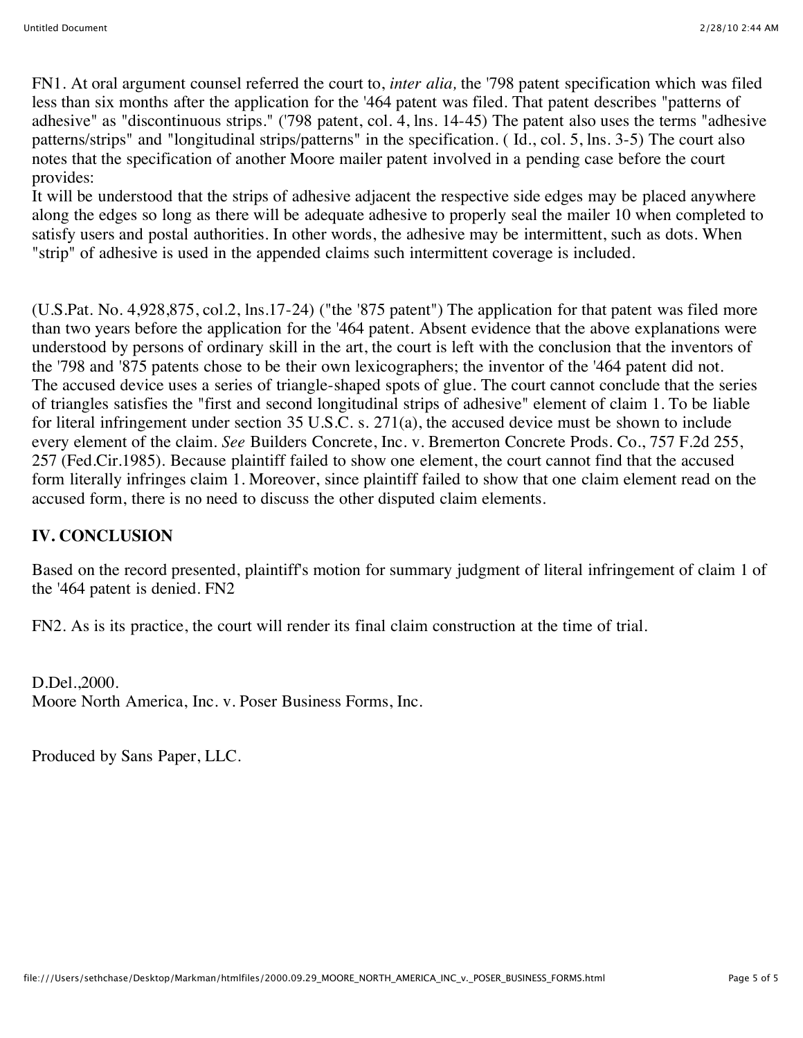FN1. At oral argument counsel referred the court to, *inter alia,* the '798 patent specification which was filed less than six months after the application for the '464 patent was filed. That patent describes "patterns of adhesive" as "discontinuous strips." ('798 patent, col. 4, lns. 14-45) The patent also uses the terms "adhesive patterns/strips" and "longitudinal strips/patterns" in the specification. ( Id., col. 5, lns. 3-5) The court also notes that the specification of another Moore mailer patent involved in a pending case before the court provides:

It will be understood that the strips of adhesive adjacent the respective side edges may be placed anywhere along the edges so long as there will be adequate adhesive to properly seal the mailer 10 when completed to satisfy users and postal authorities. In other words, the adhesive may be intermittent, such as dots. When "strip" of adhesive is used in the appended claims such intermittent coverage is included.

(U.S.Pat. No. 4,928,875, col.2, lns.17-24) ("the '875 patent") The application for that patent was filed more than two years before the application for the '464 patent. Absent evidence that the above explanations were understood by persons of ordinary skill in the art, the court is left with the conclusion that the inventors of the '798 and '875 patents chose to be their own lexicographers; the inventor of the '464 patent did not.

The accused device uses a series of triangle-shaped spots of glue. The court cannot conclude that the series of triangles satisfies the "first and second longitudinal strips of adhesive" element of claim 1. To be liable for literal infringement under section 35 U.S.C. s. 271(a), the accused device must be shown to include every element of the claim. *See* Builders Concrete, Inc. v. Bremerton Concrete Prods. Co., 757 F.2d 255, 257 (Fed.Cir.1985). Because plaintiff failed to show one element, the court cannot find that the accused form literally infringes claim 1. Moreover, since plaintiff failed to show that one claim element read on the accused form, there is no need to discuss the other disputed claim elements.

## IV. CONCLUSION

Based on the record presented, plaintiff's motion for summary judgment of literal infringement of claim 1 of the '464 patent is denied. FN2

FN2. As is its practice, the court will render its final claim construction at the time of trial.

D.Del.,2000.
Moore North America, Inc. v. Poser Business Forms, Inc.

Produced by Sans Paper, LLC.